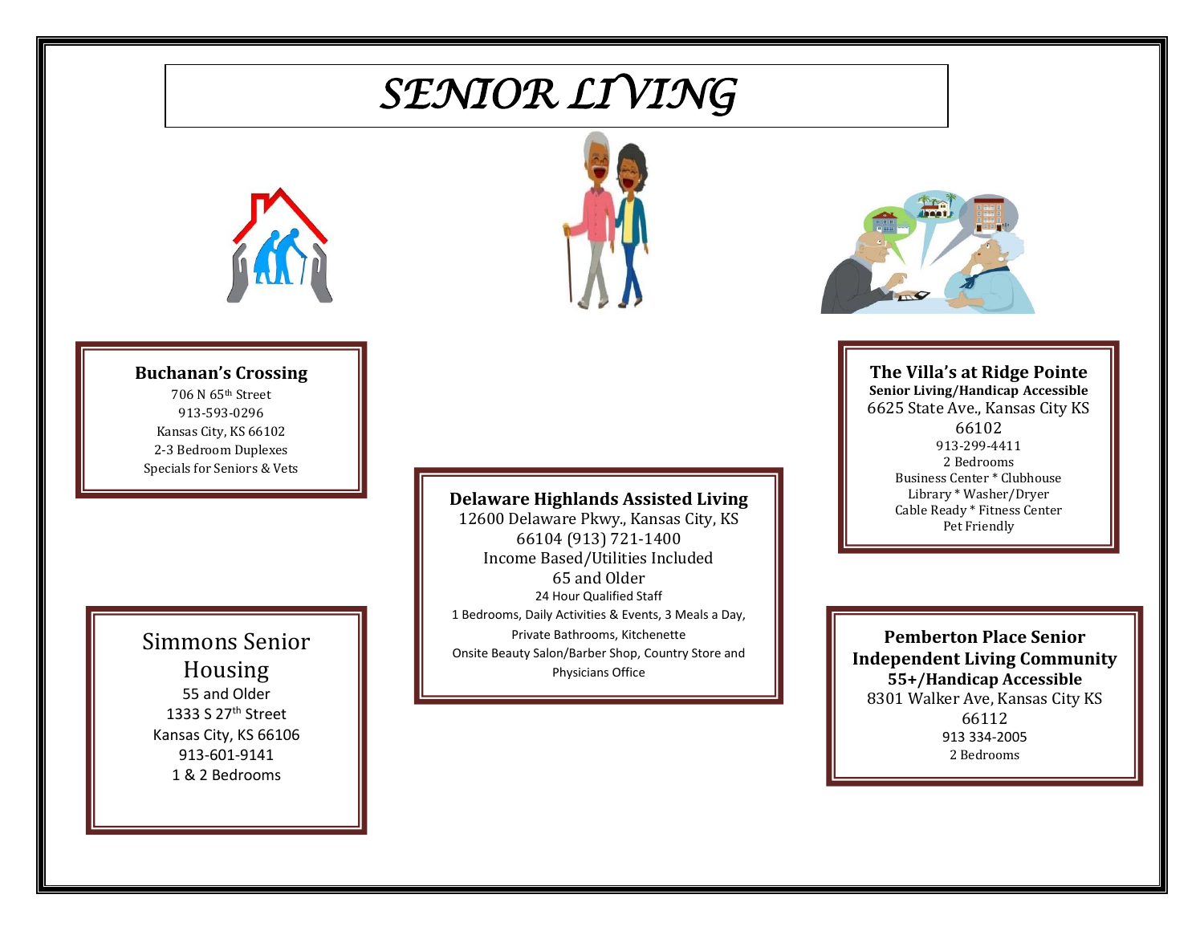# SENIOR LIVING

**Buchanan's Crossing**
706 N 65th Street
913-593-0296
Kansas City, KS 66102
2-3 Bedroom Duplexes
Specials for Seniors & Vets

**The Villa's at Ridge Pointe**
**Senior Living/Handicap Accessible**
6625 State Ave., Kansas City KS 66102
913-299-4411
2 Bedrooms
Business Center * Clubhouse
Library * Washer/Dryer
Cable Ready * Fitness Center
Pet Friendly

**Delaware Highlands Assisted Living**
12600 Delaware Pkwy., Kansas City, KS 66104 (913) 721-1400
Income Based/Utilities Included
65 and Older
24 Hour Qualified Staff
1 Bedrooms, Daily Activities & Events, 3 Meals a Day, Private Bathrooms, Kitchenette
Onsite Beauty Salon/Barber Shop, Country Store and Physicians Office

Simmons Senior Housing
55 and Older
1333 S 27th Street
Kansas City, KS 66106
913-601-9141
1 & 2 Bedrooms

**Pemberton Place Senior Independent Living Community**
**55+/Handicap Accessible**
8301 Walker Ave, Kansas City KS 66112
913 334-2005
2 Bedrooms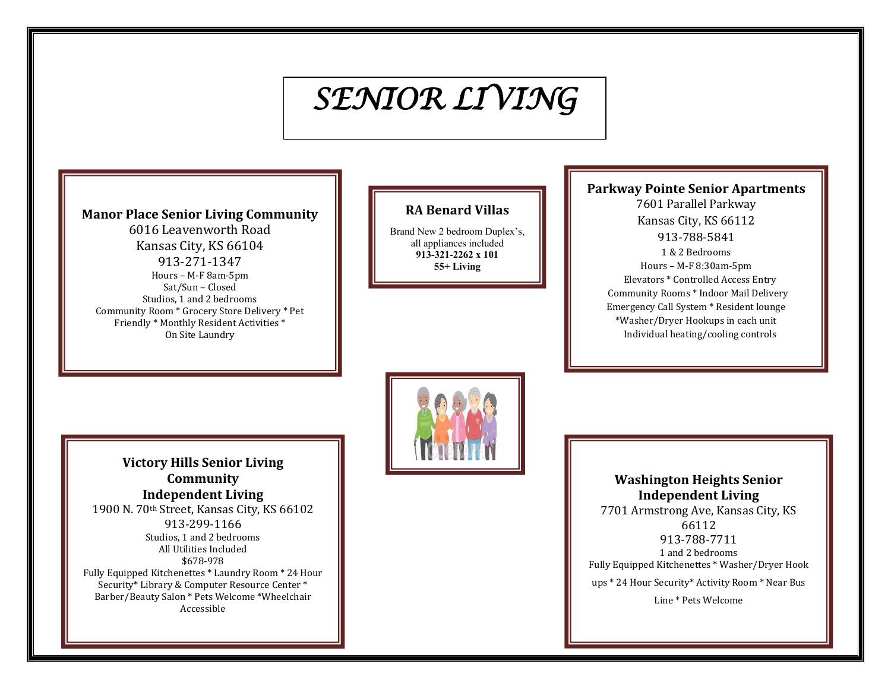# SENIOR LIVING

### Manor Place Senior Living Community

6016 Leavenworth Road
Kansas City, KS 66104
913-271-1347
Hours – M-F 8am-5pm
Sat/Sun – Closed
Studios, 1 and 2 bedrooms
Community Room * Grocery Store Delivery * Pet Friendly * Monthly Resident Activities * On Site Laundry

### RA Benard Villas

Brand New 2 bedroom Duplex's, all appliances included
**913-321-2262 x 101**
**55+ Living**

### Parkway Pointe Senior Apartments

7601 Parallel Parkway
Kansas City, KS 66112
913-788-5841
1 & 2 Bedrooms
Hours – M-F 8:30am-5pm
Elevators * Controlled Access Entry
Community Rooms * Indoor Mail Delivery
Emergency Call System * Resident lounge
*Washer/Dryer Hookups in each unit
Individual heating/cooling controls

### Victory Hills Senior Living Community Independent Living

1900 N. 70th Street, Kansas City, KS 66102
913-299-1166
Studios, 1 and 2 bedrooms
All Utilities Included
$678-978
Fully Equipped Kitchenettes * Laundry Room * 24 Hour Security* Library & Computer Resource Center * Barber/Beauty Salon * Pets Welcome *Wheelchair Accessible

### Washington Heights Senior Independent Living

7701 Armstrong Ave, Kansas City, KS 66112
913-788-7711
1 and 2 bedrooms
Fully Equipped Kitchenettes * Washer/Dryer Hook ups * 24 Hour Security* Activity Room * Near Bus Line * Pets Welcome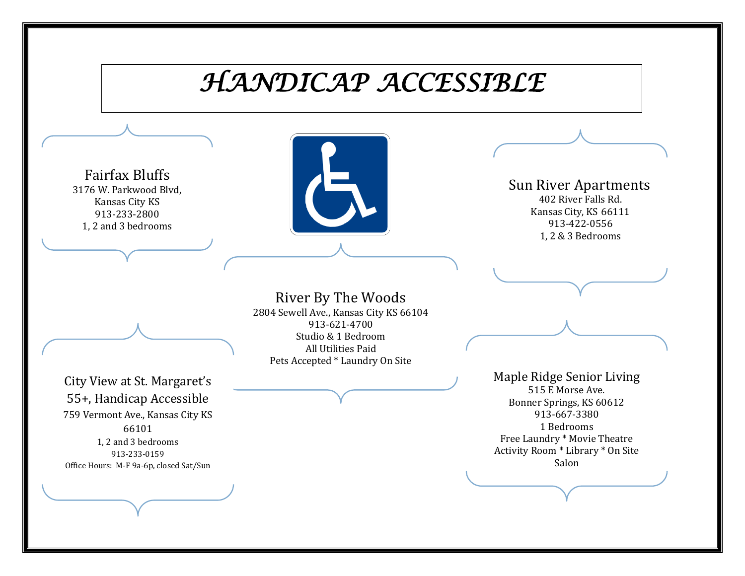# *HANDICAP ACCESSIBLE*

### Fairfax Bluffs

3176 W. Parkwood Blvd,
Kansas City KS
913-233-2800
1, 2 and 3 bedrooms

### Sun River Apartments

402 River Falls Rd.
Kansas City, KS 66111
913-422-0556
1, 2 & 3 Bedrooms

### River By The Woods

2804 Sewell Ave., Kansas City KS 66104
913-621-4700
Studio & 1 Bedroom
All Utilities Paid
Pets Accepted * Laundry On Site

### City View at St. Margaret's 55+, Handicap Accessible

759 Vermont Ave., Kansas City KS 66101
1, 2 and 3 bedrooms
913-233-0159
Office Hours: M-F 9a-6p, closed Sat/Sun

### Maple Ridge Senior Living

515 E Morse Ave.
Bonner Springs, KS 60612
913-667-3380
1 Bedrooms
Free Laundry * Movie Theatre
Activity Room * Library * On Site Salon